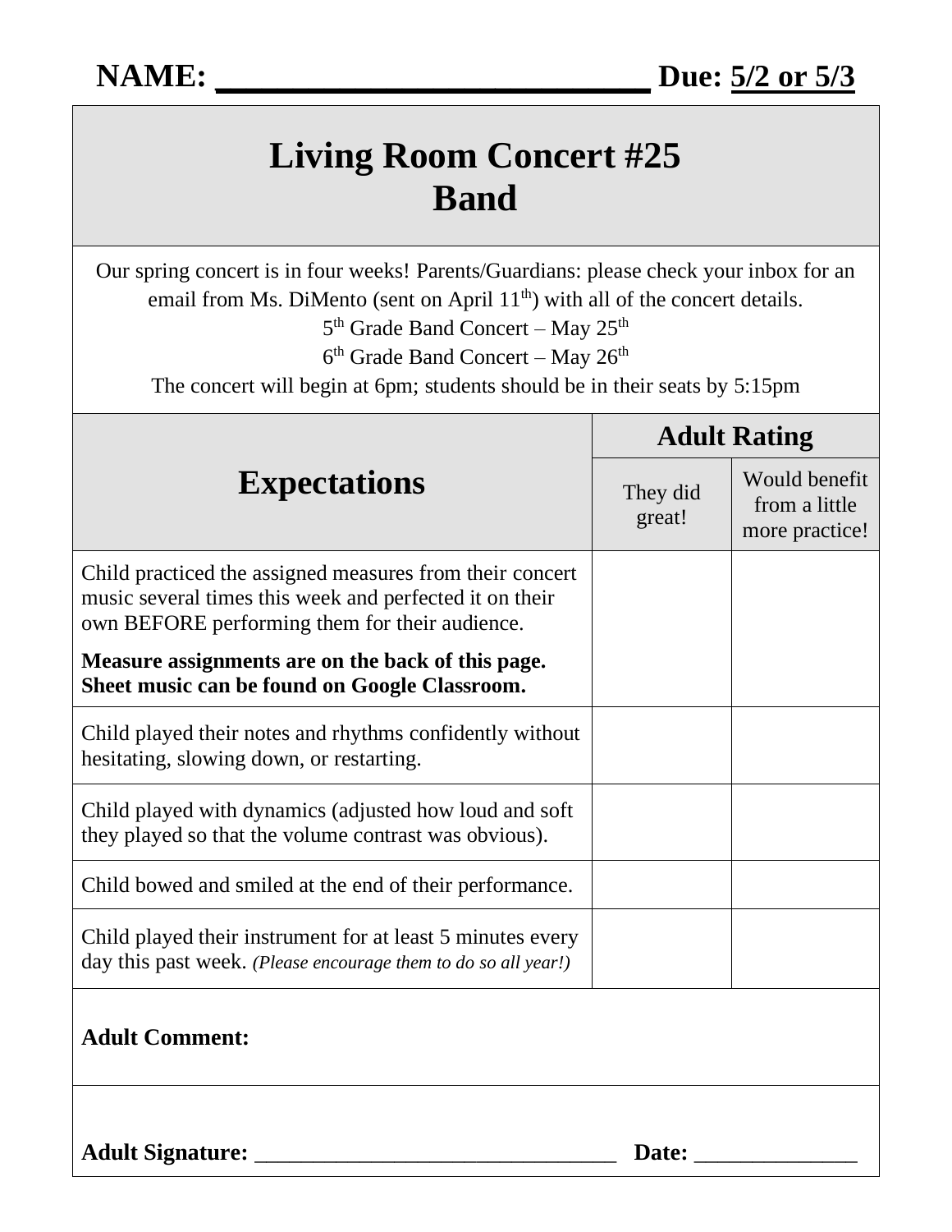**NAME: ________________________ Due: 5/2 or 5/3**

# Living Room Concert #25
# Band

Our spring concert is in four weeks! Parents/Guardians: please check your inbox for an email from Ms. DiMento (sent on April 11th) with all of the concert details.

5th Grade Band Concert – May 25th

6th Grade Band Concert – May 26th

The concert will begin at 6pm; students should be in their seats by 5:15pm

| **Expectations** | **Adult Rating** | |
|---|---|---|
| | They did great! | Would benefit from a little more practice! |
| Child practiced the assigned measures from their concert music several times this week and perfected it on their own BEFORE performing them for their audience. **Measure assignments are on the back of this page. Sheet music can be found on Google Classroom.** | | |
| Child played their notes and rhythms confidently without hesitating, slowing down, or restarting. | | |
| Child played with dynamics (adjusted how loud and soft they played so that the volume contrast was obvious). | | |
| Child bowed and smiled at the end of their performance. | | |
| Child played their instrument for at least 5 minutes every day this past week. *(Please encourage them to do so all year!)* | | |

**Adult Comment:**

**Adult Signature:** ________________________________ **Date:** ______________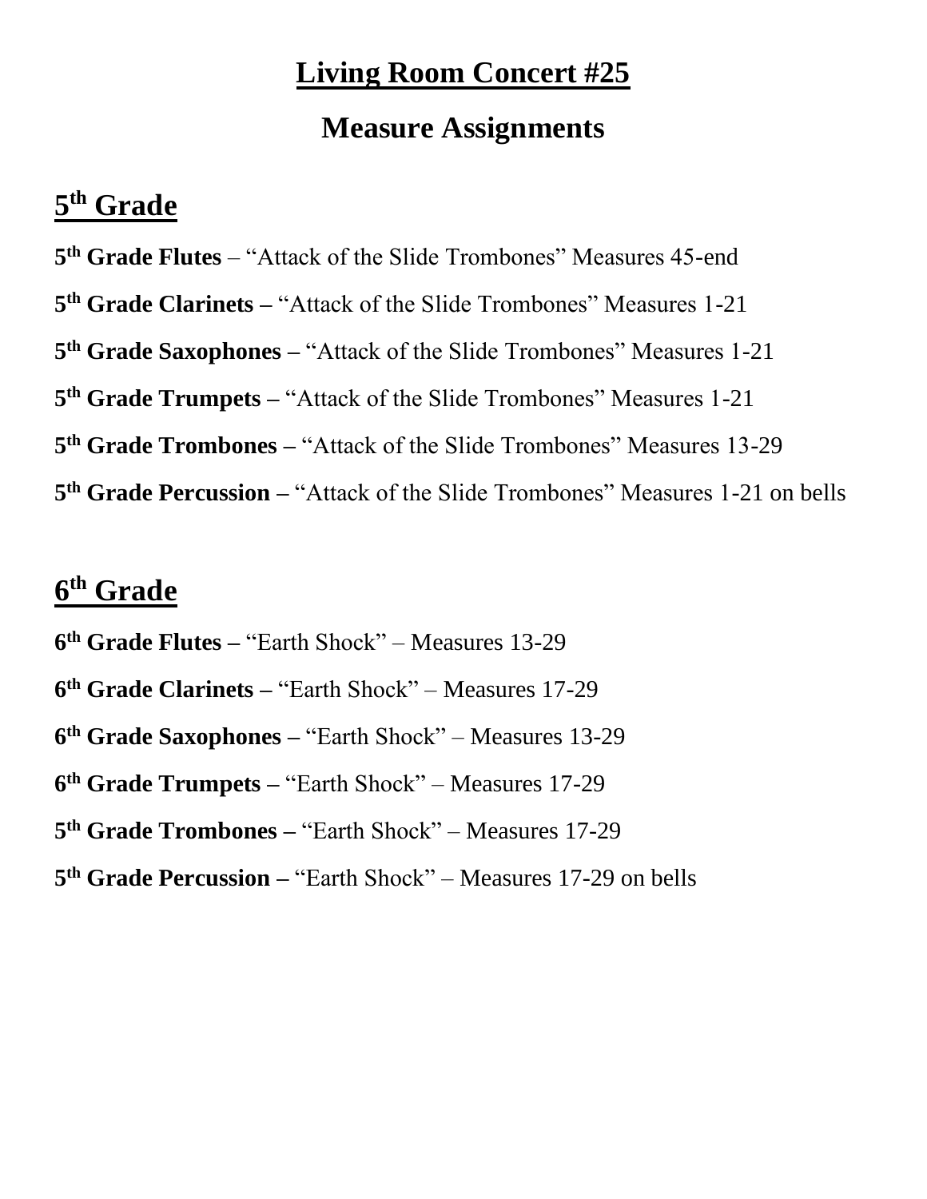# Living Room Concert #25

## Measure Assignments

## 5th Grade

**5th Grade Flutes** – "Attack of the Slide Trombones" Measures 45-end

**5th Grade Clarinets –** "Attack of the Slide Trombones" Measures 1-21

**5th Grade Saxophones –** "Attack of the Slide Trombones" Measures 1-21

**5th Grade Trumpets –** "Attack of the Slide Trombones" Measures 1-21

**5th Grade Trombones –** "Attack of the Slide Trombones" Measures 13-29

**5th Grade Percussion –** "Attack of the Slide Trombones" Measures 1-21 on bells

## 6th Grade

**6th Grade Flutes –** "Earth Shock" – Measures 13-29

**6th Grade Clarinets –** "Earth Shock" – Measures 17-29

**6th Grade Saxophones –** "Earth Shock" – Measures 13-29

**6th Grade Trumpets –** "Earth Shock" – Measures 17-29

**5th Grade Trombones –** "Earth Shock" – Measures 17-29

**5th Grade Percussion –** "Earth Shock" – Measures 17-29 on bells